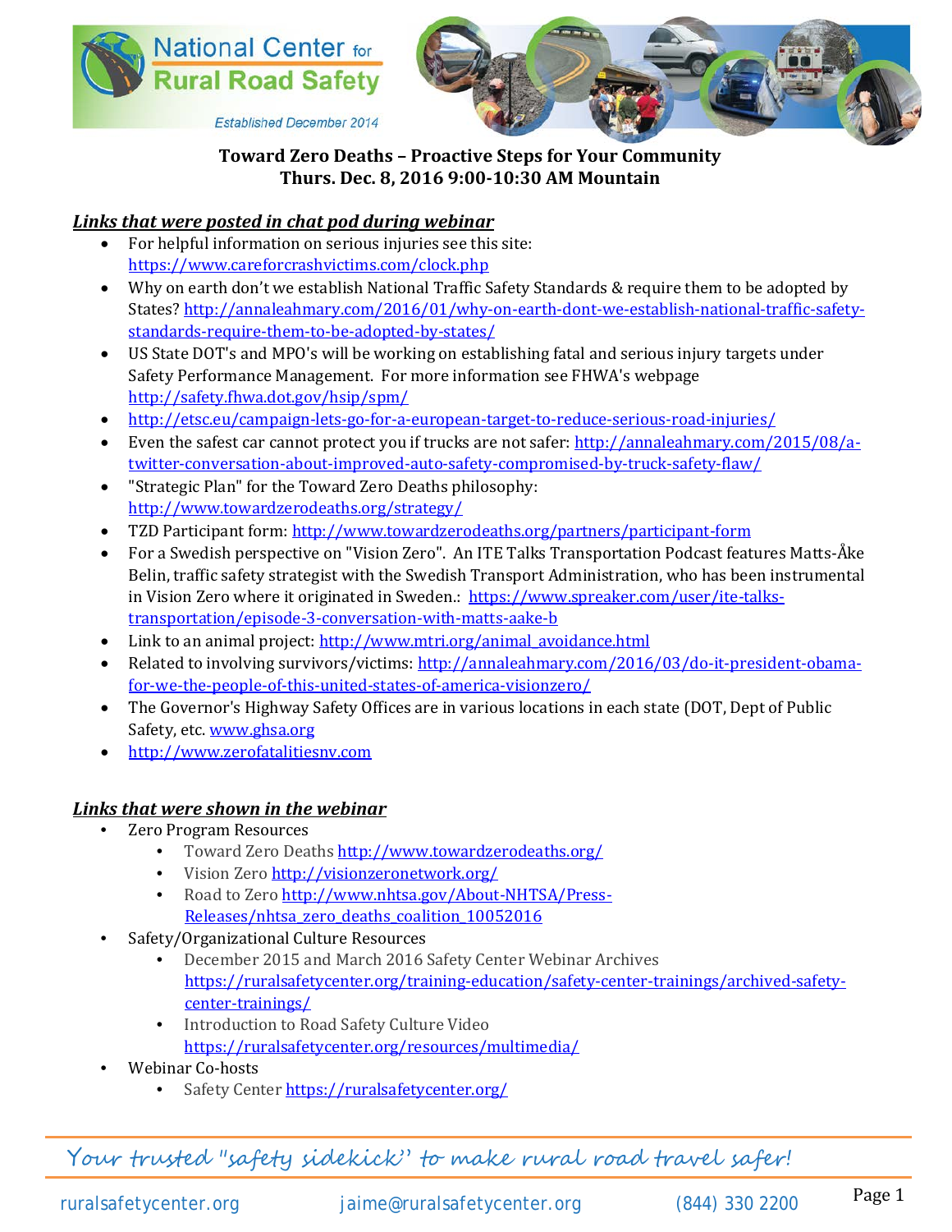# Toward Zero Deaths – Proactive Steps for Your Community
## Thurs. Dec. 8, 2016 9:00-10:30 AM Mountain

### ***Links that were posted in chat pod during webinar***

- For helpful information on serious injuries see this site: https://www.careforcrashvictims.com/clock.php
- Why on earth don't we establish National Traffic Safety Standards & require them to be adopted by States? http://annaleahmary.com/2016/01/why-on-earth-dont-we-establish-national-traffic-safety-standards-require-them-to-be-adopted-by-states/
- US State DOT's and MPO's will be working on establishing fatal and serious injury targets under Safety Performance Management. For more information see FHWA's webpage http://safety.fhwa.dot.gov/hsip/spm/
- http://etsc.eu/campaign-lets-go-for-a-european-target-to-reduce-serious-road-injuries/
- Even the safest car cannot protect you if trucks are not safer: http://annaleahmary.com/2015/08/a-twitter-conversation-about-improved-auto-safety-compromised-by-truck-safety-flaw/
- "Strategic Plan" for the Toward Zero Deaths philosophy: http://www.towardzerodeaths.org/strategy/
- TZD Participant form: http://www.towardzerodeaths.org/partners/participant-form
- For a Swedish perspective on "Vision Zero". An ITE Talks Transportation Podcast features Matts-Åke Belin, traffic safety strategist with the Swedish Transport Administration, who has been instrumental in Vision Zero where it originated in Sweden.: https://www.spreaker.com/user/ite-talks-transportation/episode-3-conversation-with-matts-aake-b
- Link to an animal project: http://www.mtri.org/animal_avoidance.html
- Related to involving survivors/victims: http://annaleahmary.com/2016/03/do-it-president-obama-for-we-the-people-of-this-united-states-of-america-visionzero/
- The Governor's Highway Safety Offices are in various locations in each state (DOT, Dept of Public Safety, etc. www.ghsa.org
- http://www.zerofatalitiesnv.com

### ***Links that were shown in the webinar***

- Zero Program Resources
  - Toward Zero Deaths http://www.towardzerodeaths.org/
  - Vision Zero http://visionzeronetwork.org/
  - Road to Zero http://www.nhtsa.gov/About-NHTSA/Press-Releases/nhtsa_zero_deaths_coalition_10052016
- Safety/Organizational Culture Resources
  - December 2015 and March 2016 Safety Center Webinar Archives https://ruralsafetycenter.org/training-education/safety-center-trainings/archived-safety-center-trainings/
  - Introduction to Road Safety Culture Video https://ruralsafetycenter.org/resources/multimedia/
- Webinar Co-hosts
  - Safety Center https://ruralsafetycenter.org/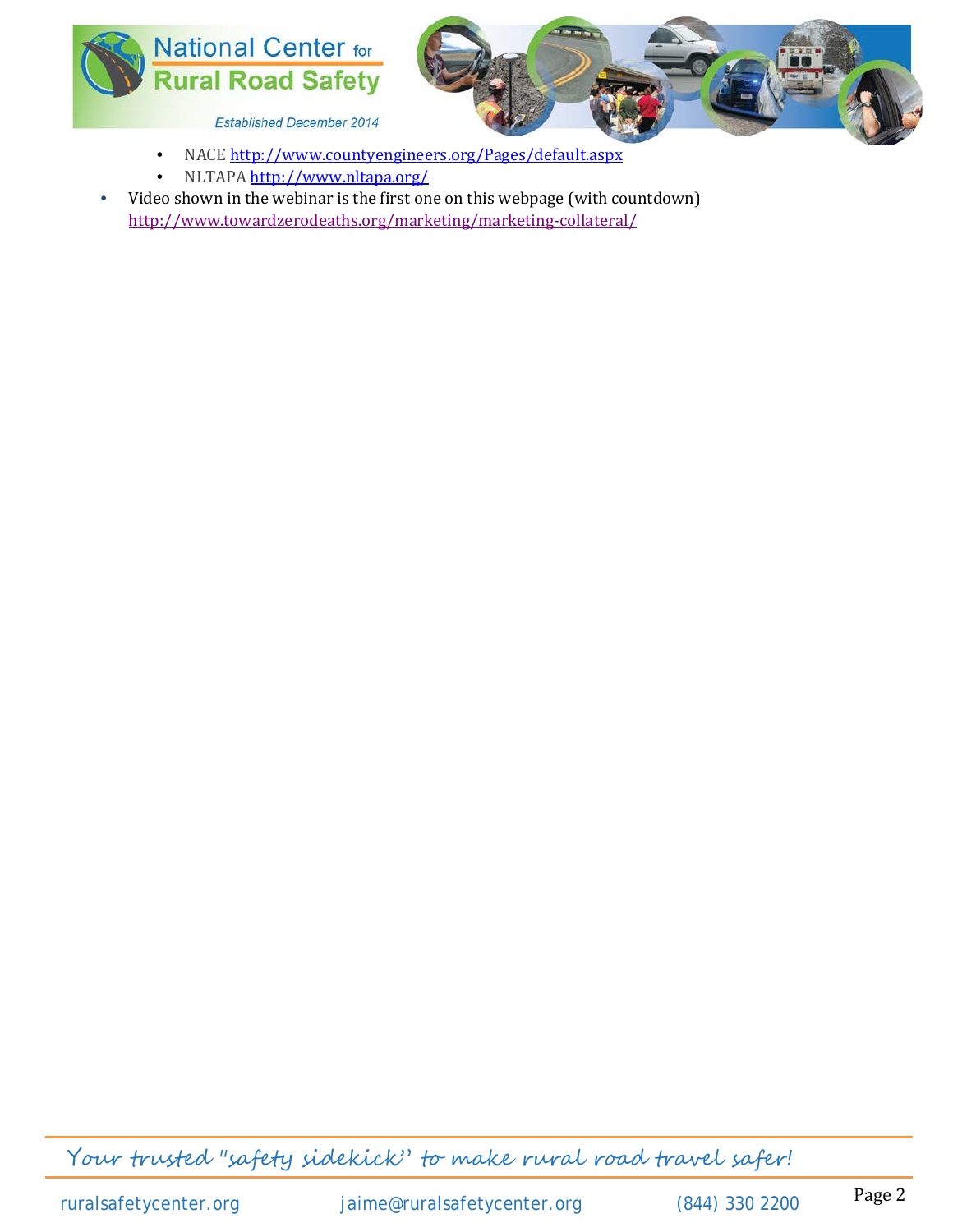- NACE http://www.countyengineers.org/Pages/default.aspx
- NLTAPA http://www.nltapa.org/

- Video shown in the webinar is the first one on this webpage (with countdown) http://www.towardzerodeaths.org/marketing/marketing-collateral/